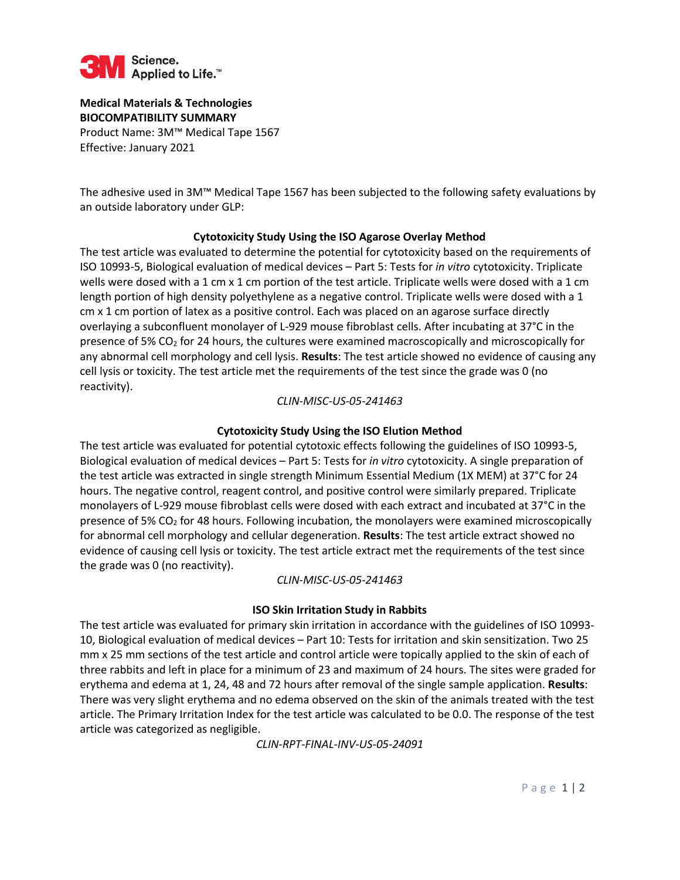3M Science. Applied to Life.™

**Medical Materials & Technologies**
**BIOCOMPATIBILITY SUMMARY**
Product Name: 3M™ Medical Tape 1567
Effective: January 2021

The adhesive used in 3M™ Medical Tape 1567 has been subjected to the following safety evaluations by an outside laboratory under GLP:

### Cytotoxicity Study Using the ISO Agarose Overlay Method

The test article was evaluated to determine the potential for cytotoxicity based on the requirements of ISO 10993-5, Biological evaluation of medical devices – Part 5: Tests for *in vitro* cytotoxicity. Triplicate wells were dosed with a 1 cm x 1 cm portion of the test article. Triplicate wells were dosed with a 1 cm length portion of high density polyethylene as a negative control. Triplicate wells were dosed with a 1 cm x 1 cm portion of latex as a positive control. Each was placed on an agarose surface directly overlaying a subconfluent monolayer of L-929 mouse fibroblast cells. After incubating at 37°C in the presence of 5% $CO_2$ for 24 hours, the cultures were examined macroscopically and microscopically for any abnormal cell morphology and cell lysis. **Results**: The test article showed no evidence of causing any cell lysis or toxicity. The test article met the requirements of the test since the grade was 0 (no reactivity).

*CLIN-MISC-US-05-241463*

### Cytotoxicity Study Using the ISO Elution Method

The test article was evaluated for potential cytotoxic effects following the guidelines of ISO 10993-5, Biological evaluation of medical devices – Part 5: Tests for *in vitro* cytotoxicity. A single preparation of the test article was extracted in single strength Minimum Essential Medium (1X MEM) at 37°C for 24 hours. The negative control, reagent control, and positive control were similarly prepared. Triplicate monolayers of L-929 mouse fibroblast cells were dosed with each extract and incubated at 37°C in the presence of 5% $CO_2$ for 48 hours. Following incubation, the monolayers were examined microscopically for abnormal cell morphology and cellular degeneration. **Results**: The test article extract showed no evidence of causing cell lysis or toxicity. The test article extract met the requirements of the test since the grade was 0 (no reactivity).

*CLIN-MISC-US-05-241463*

### ISO Skin Irritation Study in Rabbits

The test article was evaluated for primary skin irritation in accordance with the guidelines of ISO 10993-10, Biological evaluation of medical devices – Part 10: Tests for irritation and skin sensitization. Two 25 mm x 25 mm sections of the test article and control article were topically applied to the skin of each of three rabbits and left in place for a minimum of 23 and maximum of 24 hours. The sites were graded for erythema and edema at 1, 24, 48 and 72 hours after removal of the single sample application. **Results**: There was very slight erythema and no edema observed on the skin of the animals treated with the test article. The Primary Irritation Index for the test article was calculated to be 0.0. The response of the test article was categorized as negligible.

*CLIN-RPT-FINAL-INV-US-05-24091*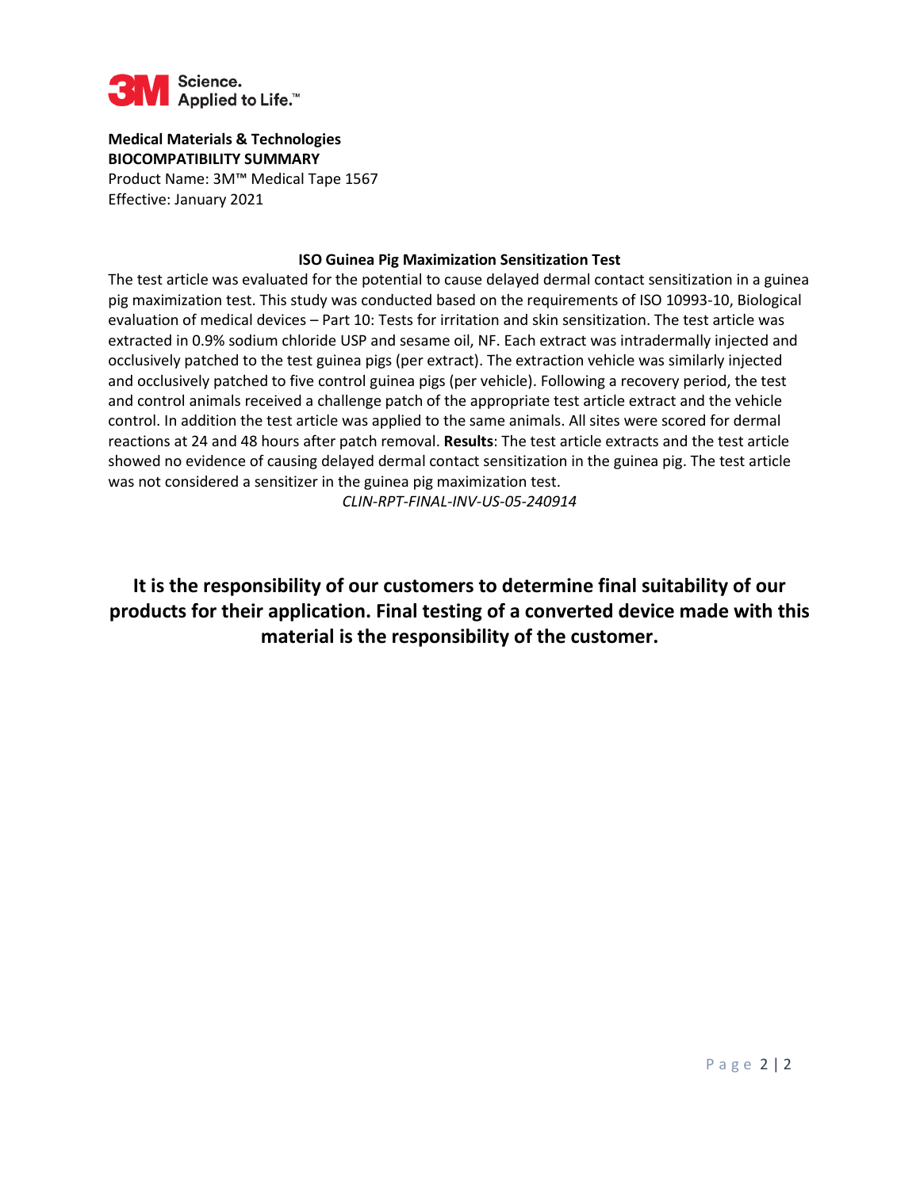**Medical Materials & Technologies**
**BIOCOMPATIBILITY SUMMARY**
Product Name: 3M™ Medical Tape 1567
Effective: January 2021

### ISO Guinea Pig Maximization Sensitization Test

The test article was evaluated for the potential to cause delayed dermal contact sensitization in a guinea pig maximization test. This study was conducted based on the requirements of ISO 10993-10, Biological evaluation of medical devices – Part 10: Tests for irritation and skin sensitization. The test article was extracted in 0.9% sodium chloride USP and sesame oil, NF. Each extract was intradermally injected and occlusively patched to the test guinea pigs (per extract). The extraction vehicle was similarly injected and occlusively patched to five control guinea pigs (per vehicle). Following a recovery period, the test and control animals received a challenge patch of the appropriate test article extract and the vehicle control. In addition the test article was applied to the same animals. All sites were scored for dermal reactions at 24 and 48 hours after patch removal. **Results**: The test article extracts and the test article showed no evidence of causing delayed dermal contact sensitization in the guinea pig. The test article was not considered a sensitizer in the guinea pig maximization test.

*CLIN-RPT-FINAL-INV-US-05-240914*

**It is the responsibility of our customers to determine final suitability of our products for their application. Final testing of a converted device made with this material is the responsibility of the customer.**